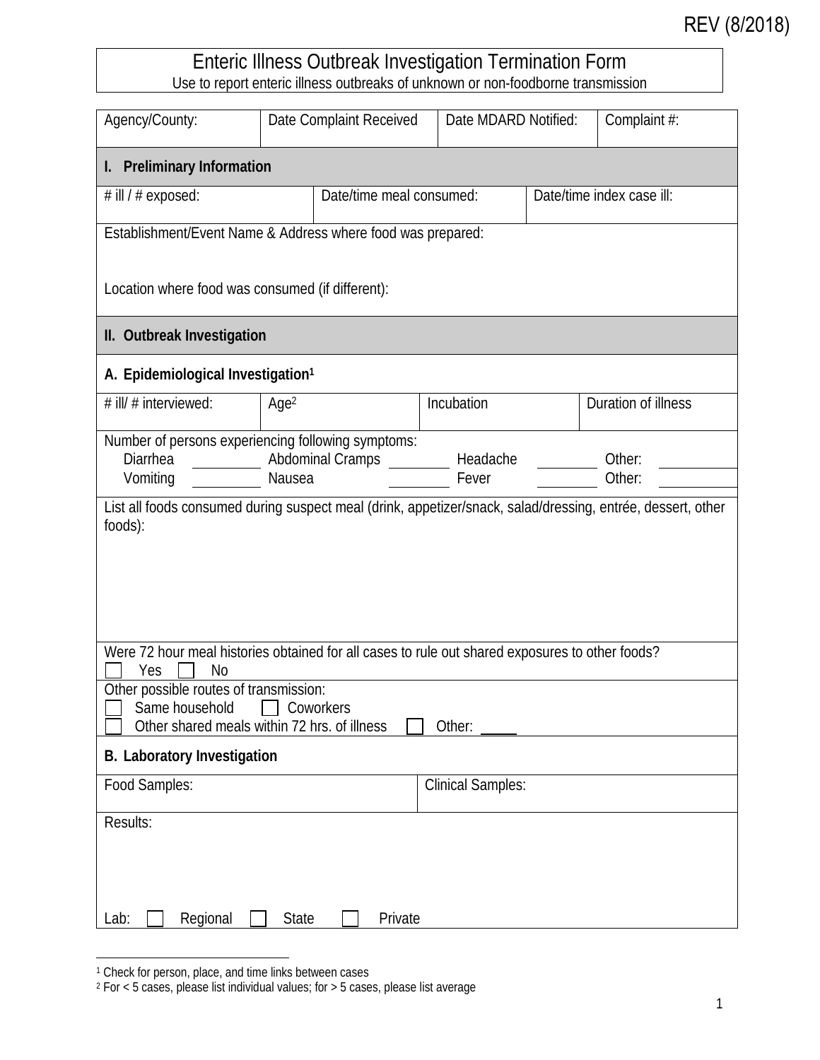REV (8/2018)

# Enteric Illness Outbreak Investigation Termination Form

Use to report enteric illness outbreaks of unknown or non-foodborne transmission

| Agency/County: | Date Complaint Received | Date MDARD Notified: | Complaint #: |
|---|---|---|---|

## I. Preliminary Information

| # ill / # exposed: | Date/time meal consumed: | Date/time index case ill: |
|---|---|---|

Establishment/Event Name & Address where food was prepared:

Location where food was consumed (if different):

## II. Outbreak Investigation

### A. Epidemiological Investigation[1]

| # ill/ # interviewed: | Age[2] | Incubation | Duration of illness |
|---|---|---|---|

Number of persons experiencing following symptoms:

| | | | | | | | |
|---|---|---|---|---|---|---|---|
| Diarrhea | ______ | Abdominal Cramps | ______ | Headache | ______ | Other: | ______ |
| Vomiting | ______ | Nausea | ______ | Fever | ______ | Other: | ______ |

List all foods consumed during suspect meal (drink, appetizer/snack, salad/dressing, entrée, dessert, other foods):

Were 72 hour meal histories obtained for all cases to rule out shared exposures to other foods?

☐ Yes ☐ No

Other possible routes of transmission:

☐ Same household ☐ Coworkers

☐ Other shared meals within 72 hrs. of illness ☐ Other: _____

### B. Laboratory Investigation

| Food Samples: | Clinical Samples: |
|---|---|

Results:

Lab: ☐ Regional ☐ State ☐ Private

---

[1] Check for person, place, and time links between cases

[2] For < 5 cases, please list individual values; for > 5 cases, please list average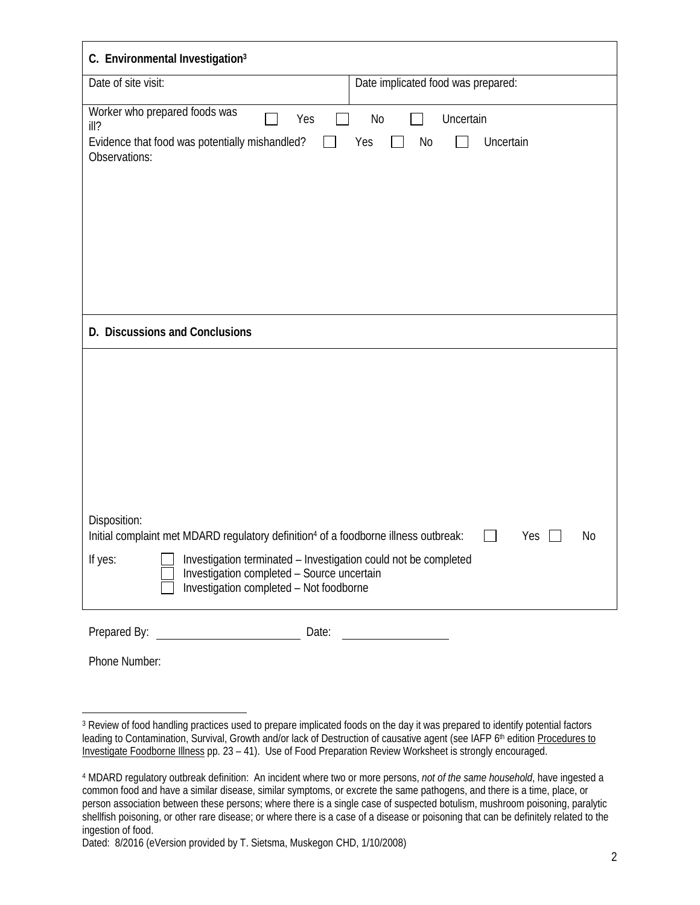## C. Environmental Investigation[3]

| Date of site visit: | Date implicated food was prepared: |
| --- | --- |

Worker who prepared foods was ill? ☐ Yes ☐ No ☐ Uncertain

Evidence that food was potentially mishandled? ☐ Yes ☐ No ☐ Uncertain

Observations:

## D. Discussions and Conclusions

Disposition:

Initial complaint met MDARD regulatory definition[4] of a foodborne illness outbreak: ☐ Yes ☐ No

If yes:
- ☐ Investigation terminated – Investigation could not be completed
- ☐ Investigation completed – Source uncertain
- ☐ Investigation completed – Not foodborne

Prepared By: ____________________ Date: ________________

Phone Number:

---

[3] Review of food handling practices used to prepare implicated foods on the day it was prepared to identify potential factors leading to Contamination, Survival, Growth and/or lack of Destruction of causative agent (see IAFP 6th edition Procedures to Investigate Foodborne Illness pp. 23 – 41). Use of Food Preparation Review Worksheet is strongly encouraged.

[4] MDARD regulatory outbreak definition: An incident where two or more persons, *not of the same household*, have ingested a common food and have a similar disease, similar symptoms, or excrete the same pathogens, and there is a time, place, or person association between these persons; where there is a single case of suspected botulism, mushroom poisoning, paralytic shellfish poisoning, or other rare disease; or where there is a case of a disease or poisoning that can be definitely related to the ingestion of food.

Dated: 8/2016 (eVersion provided by T. Sietsma, Muskegon CHD, 1/10/2008)